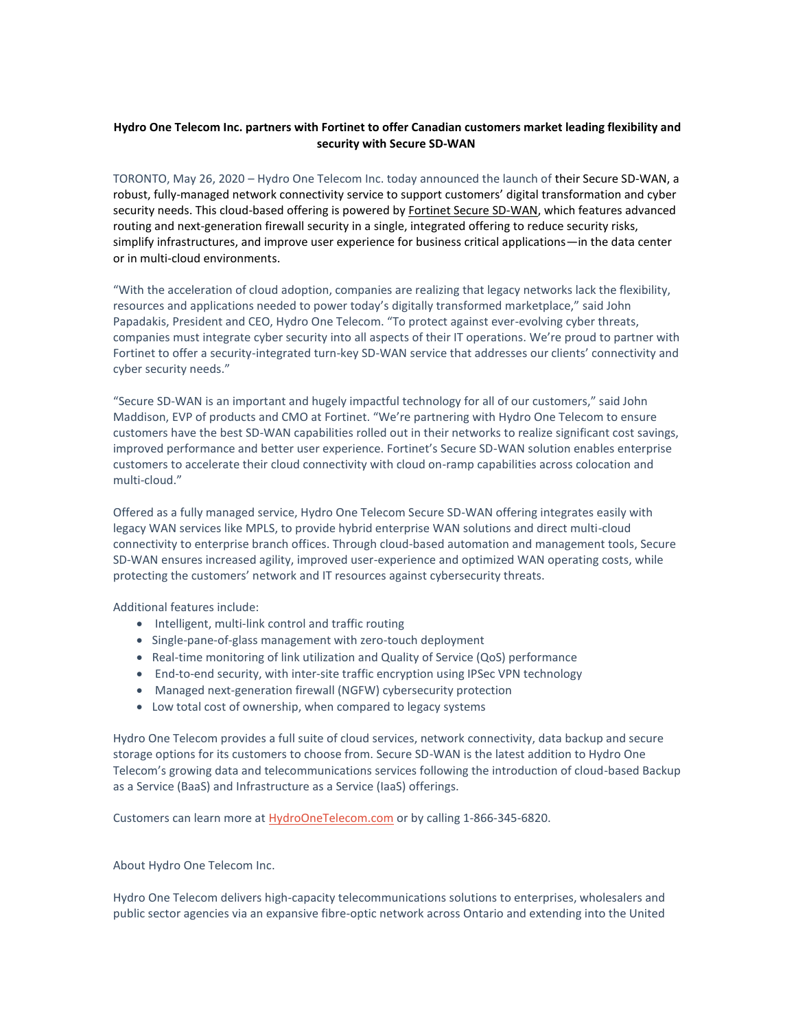**Hydro One Telecom Inc. partners with Fortinet to offer Canadian customers market leading flexibility and security with Secure SD-WAN**

TORONTO, May 26, 2020 – Hydro One Telecom Inc. today announced the launch of their Secure SD-WAN, a robust, fully-managed network connectivity service to support customers' digital transformation and cyber security needs. This cloud-based offering is powered by Fortinet Secure SD-WAN, which features advanced routing and next-generation firewall security in a single, integrated offering to reduce security risks, simplify infrastructures, and improve user experience for business critical applications—in the data center or in multi-cloud environments.

"With the acceleration of cloud adoption, companies are realizing that legacy networks lack the flexibility, resources and applications needed to power today's digitally transformed marketplace," said John Papadakis, President and CEO, Hydro One Telecom. "To protect against ever-evolving cyber threats, companies must integrate cyber security into all aspects of their IT operations. We're proud to partner with Fortinet to offer a security-integrated turn-key SD-WAN service that addresses our clients' connectivity and cyber security needs."

"Secure SD-WAN is an important and hugely impactful technology for all of our customers," said John Maddison, EVP of products and CMO at Fortinet. "We're partnering with Hydro One Telecom to ensure customers have the best SD-WAN capabilities rolled out in their networks to realize significant cost savings, improved performance and better user experience. Fortinet's Secure SD-WAN solution enables enterprise customers to accelerate their cloud connectivity with cloud on-ramp capabilities across colocation and multi-cloud."

Offered as a fully managed service, Hydro One Telecom Secure SD-WAN offering integrates easily with legacy WAN services like MPLS, to provide hybrid enterprise WAN solutions and direct multi-cloud connectivity to enterprise branch offices. Through cloud-based automation and management tools, Secure SD-WAN ensures increased agility, improved user-experience and optimized WAN operating costs, while protecting the customers' network and IT resources against cybersecurity threats.

Additional features include:

- Intelligent, multi-link control and traffic routing
- Single-pane-of-glass management with zero-touch deployment
- Real-time monitoring of link utilization and Quality of Service (QoS) performance
- End-to-end security, with inter-site traffic encryption using IPSec VPN technology
- Managed next-generation firewall (NGFW) cybersecurity protection
- Low total cost of ownership, when compared to legacy systems

Hydro One Telecom provides a full suite of cloud services, network connectivity, data backup and secure storage options for its customers to choose from. Secure SD-WAN is the latest addition to Hydro One Telecom's growing data and telecommunications services following the introduction of cloud-based Backup as a Service (BaaS) and Infrastructure as a Service (IaaS) offerings.

Customers can learn more at HydroOneTelecom.com or by calling 1-866-345-6820.

About Hydro One Telecom Inc.

Hydro One Telecom delivers high-capacity telecommunications solutions to enterprises, wholesalers and public sector agencies via an expansive fibre-optic network across Ontario and extending into the United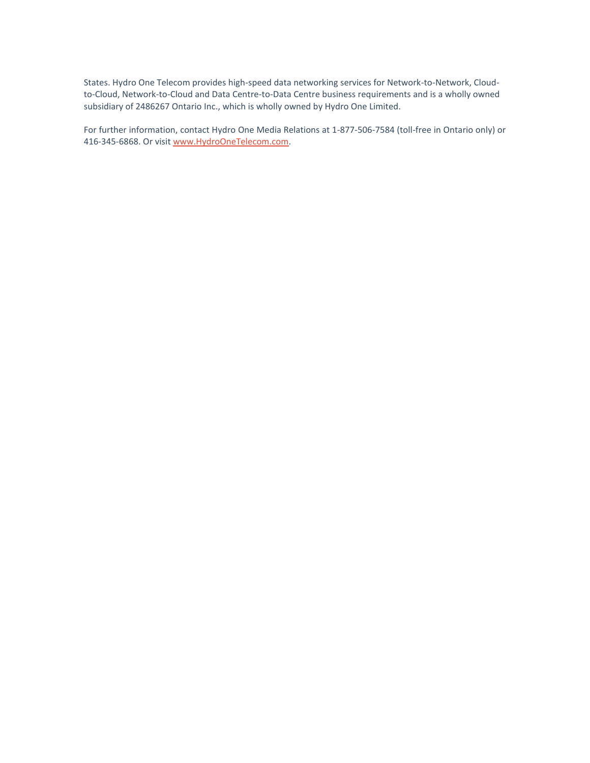States. Hydro One Telecom provides high-speed data networking services for Network-to-Network, Cloud-to-Cloud, Network-to-Cloud and Data Centre-to-Data Centre business requirements and is a wholly owned subsidiary of 2486267 Ontario Inc., which is wholly owned by Hydro One Limited.

For further information, contact Hydro One Media Relations at 1-877-506-7584 (toll-free in Ontario only) or 416-345-6868. Or visit [www.HydroOneTelecom.com](http://www.HydroOneTelecom.com).